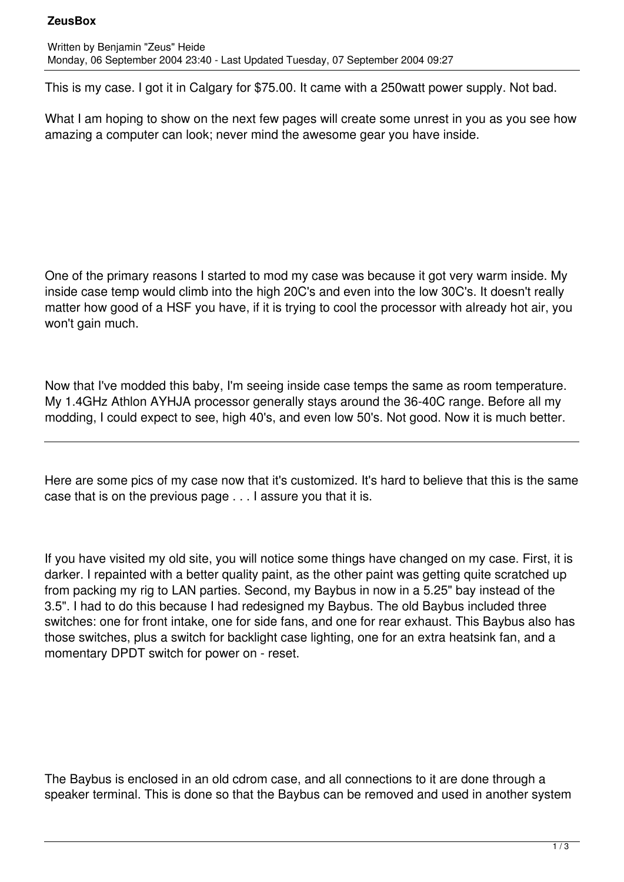# ZeusBox

Written by Benjamin "Zeus" Heide
Monday, 06 September 2004 23:40 - Last Updated Tuesday, 07 September 2004 09:27

This is my case. I got it in Calgary for $75.00. It came with a 250watt power supply. Not bad.

What I am hoping to show on the next few pages will create some unrest in you as you see how amazing a computer can look; never mind the awesome gear you have inside.

One of the primary reasons I started to mod my case was because it got very warm inside. My inside case temp would climb into the high 20C's and even into the low 30C's. It doesn't really matter how good of a HSF you have, if it is trying to cool the processor with already hot air, you won't gain much.

Now that I've modded this baby, I'm seeing inside case temps the same as room temperature. My 1.4GHz Athlon AYHJA processor generally stays around the 36-40C range. Before all my modding, I could expect to see, high 40's, and even low 50's. Not good. Now it is much better.

---

Here are some pics of my case now that it's customized. It's hard to believe that this is the same case that is on the previous page . . . I assure you that it is.

If you have visited my old site, you will notice some things have changed on my case. First, it is darker. I repainted with a better quality paint, as the other paint was getting quite scratched up from packing my rig to LAN parties. Second, my Baybus in now in a 5.25" bay instead of the 3.5". I had to do this because I had redesigned my Baybus. The old Baybus included three switches: one for front intake, one for side fans, and one for rear exhaust. This Baybus also has those switches, plus a switch for backlight case lighting, one for an extra heatsink fan, and a momentary DPDT switch for power on - reset.

The Baybus is enclosed in an old cdrom case, and all connections to it are done through a speaker terminal. This is done so that the Baybus can be removed and used in another system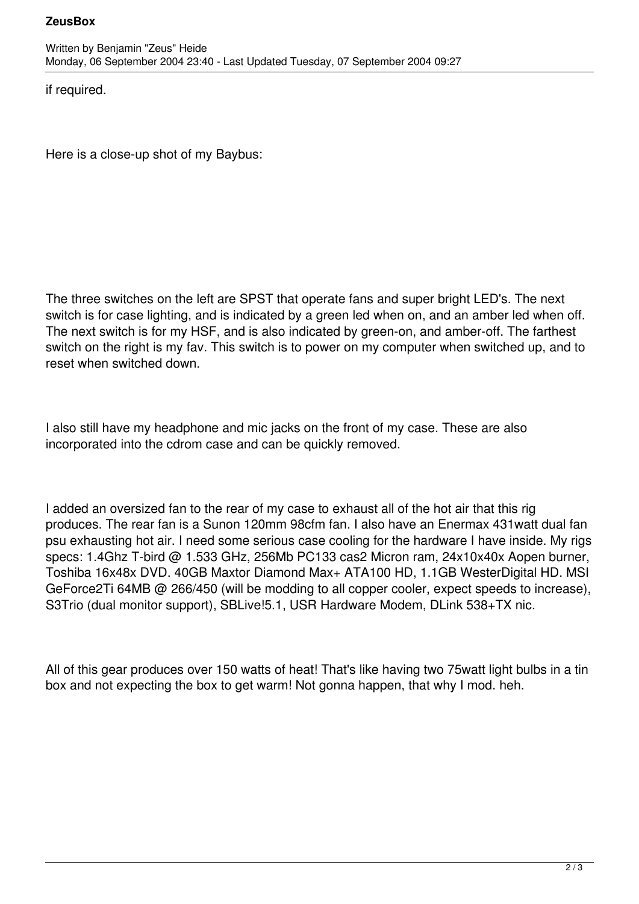if required.

Here is a close-up shot of my Baybus:

The three switches on the left are SPST that operate fans and super bright LED's. The next switch is for case lighting, and is indicated by a green led when on, and an amber led when off. The next switch is for my HSF, and is also indicated by green-on, and amber-off. The farthest switch on the right is my fav. This switch is to power on my computer when switched up, and to reset when switched down.

I also still have my headphone and mic jacks on the front of my case. These are also incorporated into the cdrom case and can be quickly removed.

I added an oversized fan to the rear of my case to exhaust all of the hot air that this rig produces. The rear fan is a Sunon 120mm 98cfm fan. I also have an Enermax 431watt dual fan psu exhausting hot air. I need some serious case cooling for the hardware I have inside. My rigs specs: 1.4Ghz T-bird @ 1.533 GHz, 256Mb PC133 cas2 Micron ram, 24x10x40x Aopen burner, Toshiba 16x48x DVD. 40GB Maxtor Diamond Max+ ATA100 HD, 1.1GB WesterDigital HD. MSI GeForce2Ti 64MB @ 266/450 (will be modding to all copper cooler, expect speeds to increase), S3Trio (dual monitor support), SBLive!5.1, USR Hardware Modem, DLink 538+TX nic.

All of this gear produces over 150 watts of heat! That's like having two 75watt light bulbs in a tin box and not expecting the box to get warm! Not gonna happen, that why I mod. heh.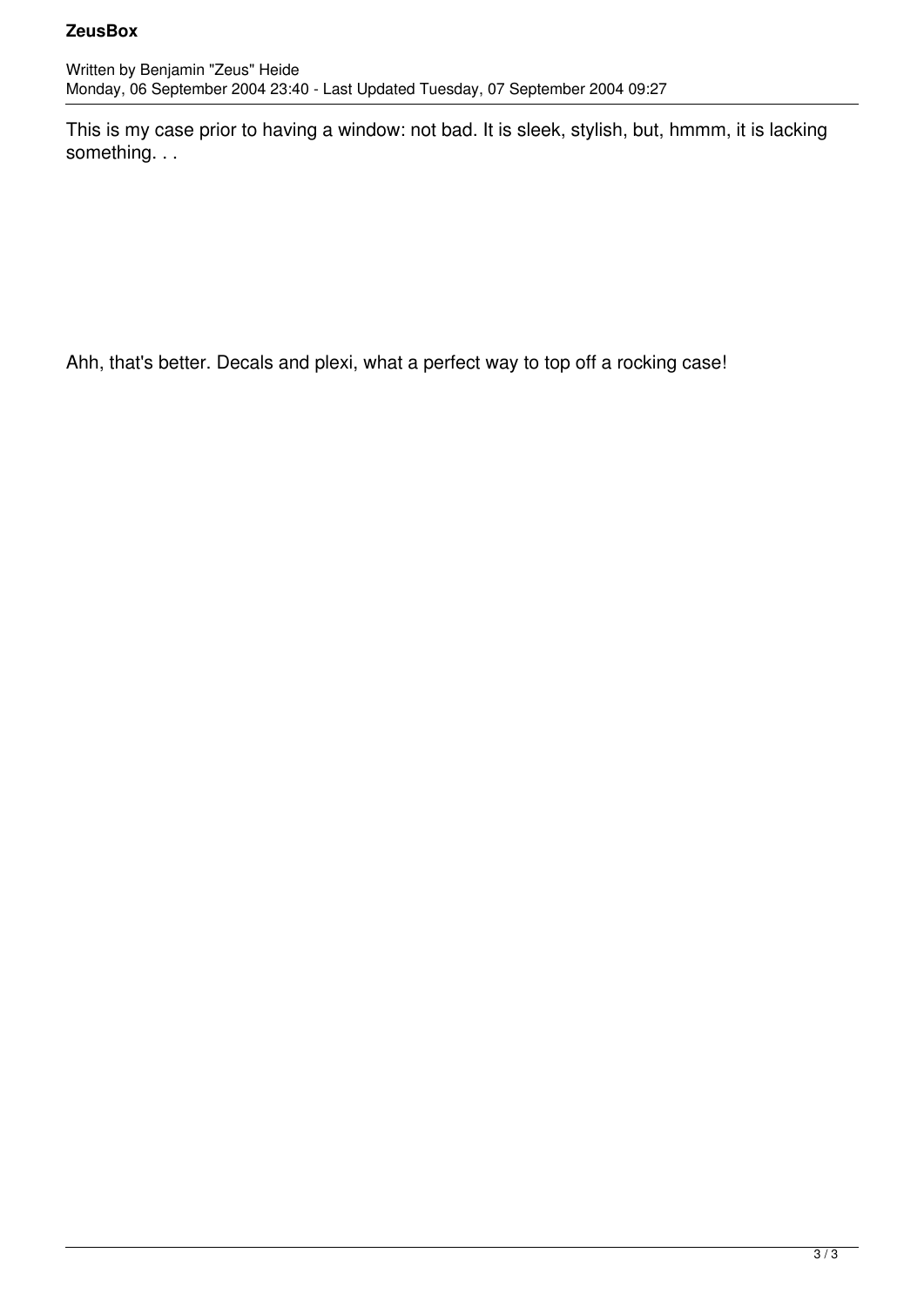This is my case prior to having a window: not bad. It is sleek, stylish, but, hmmm, it is lacking something. . .

Ahh, that's better. Decals and plexi, what a perfect way to top off a rocking case!